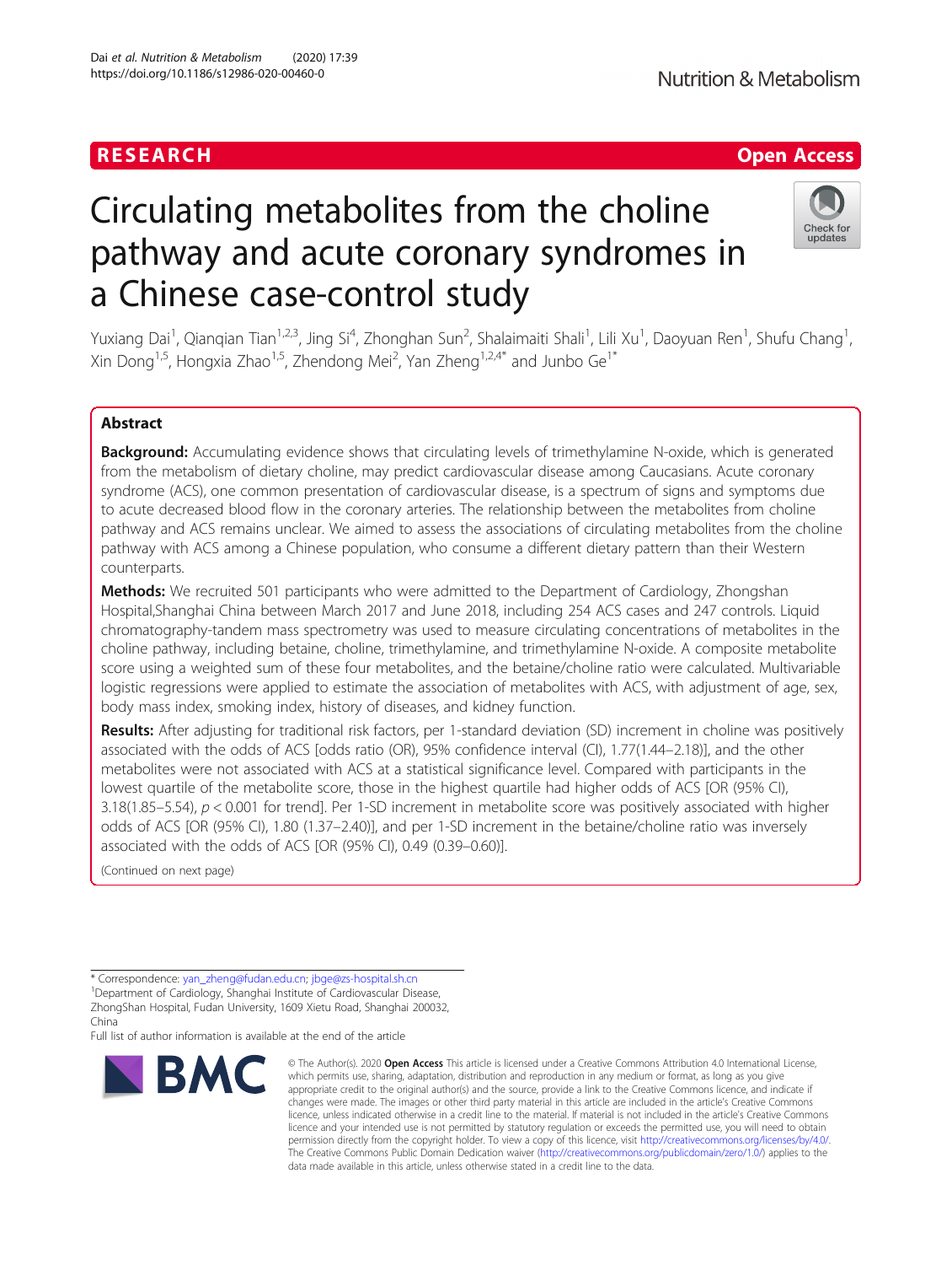RESEARCH Open Access

# Circulating metabolites from the choline pathway and acute coronary syndromes in a Chinese case-control study

Yuxiang Dai[1], Qianqian Tian[1,2,3], Jing Si[4], Zhonghan Sun[2], Shalaimaiti Shali[1], Lili Xu[1], Daoyuan Ren[1], Shufu Chang[1], Xin Dong[1,5], Hongxia Zhao[1,5], Zhendong Mei[2], Yan Zheng[1,2,4*] and Junbo Ge[1*]

## Abstract

**Background:** Accumulating evidence shows that circulating levels of trimethylamine N-oxide, which is generated from the metabolism of dietary choline, may predict cardiovascular disease among Caucasians. Acute coronary syndrome (ACS), one common presentation of cardiovascular disease, is a spectrum of signs and symptoms due to acute decreased blood flow in the coronary arteries. The relationship between the metabolites from choline pathway and ACS remains unclear. We aimed to assess the associations of circulating metabolites from the choline pathway with ACS among a Chinese population, who consume a different dietary pattern than their Western counterparts.

**Methods:** We recruited 501 participants who were admitted to the Department of Cardiology, Zhongshan Hospital,Shanghai China between March 2017 and June 2018, including 254 ACS cases and 247 controls. Liquid chromatography-tandem mass spectrometry was used to measure circulating concentrations of metabolites in the choline pathway, including betaine, choline, trimethylamine, and trimethylamine N-oxide. A composite metabolite score using a weighted sum of these four metabolites, and the betaine/choline ratio were calculated. Multivariable logistic regressions were applied to estimate the association of metabolites with ACS, with adjustment of age, sex, body mass index, smoking index, history of diseases, and kidney function.

**Results:** After adjusting for traditional risk factors, per 1-standard deviation (SD) increment in choline was positively associated with the odds of ACS [odds ratio (OR), 95% confidence interval (CI), 1.77(1.44–2.18)], and the other metabolites were not associated with ACS at a statistical significance level. Compared with participants in the lowest quartile of the metabolite score, those in the highest quartile had higher odds of ACS [OR (95% CI), 3.18(1.85–5.54), $p < 0.001$ for trend]. Per 1-SD increment in metabolite score was positively associated with higher odds of ACS [OR (95% CI), 1.80 (1.37–2.40)], and per 1-SD increment in the betaine/choline ratio was inversely associated with the odds of ACS [OR (95% CI), 0.49 (0.39–0.60)].

(Continued on next page)

---

* Correspondence: yan_zheng@fudan.edu.cn; jbge@zs-hospital.sh.cn
[1]Department of Cardiology, Shanghai Institute of Cardiovascular Disease, ZhongShan Hospital, Fudan University, 1609 Xietu Road, Shanghai 200032, China
Full list of author information is available at the end of the article

© The Author(s). 2020 **Open Access** This article is licensed under a Creative Commons Attribution 4.0 International License, which permits use, sharing, adaptation, distribution and reproduction in any medium or format, as long as you give appropriate credit to the original author(s) and the source, provide a link to the Creative Commons licence, and indicate if changes were made. The images or other third party material in this article are included in the article's Creative Commons licence, unless indicated otherwise in a credit line to the material. If material is not included in the article's Creative Commons licence and your intended use is not permitted by statutory regulation or exceeds the permitted use, you will need to obtain permission directly from the copyright holder. To view a copy of this licence, visit http://creativecommons.org/licenses/by/4.0/. The Creative Commons Public Domain Dedication waiver (http://creativecommons.org/publicdomain/zero/1.0/) applies to the data made available in this article, unless otherwise stated in a credit line to the data.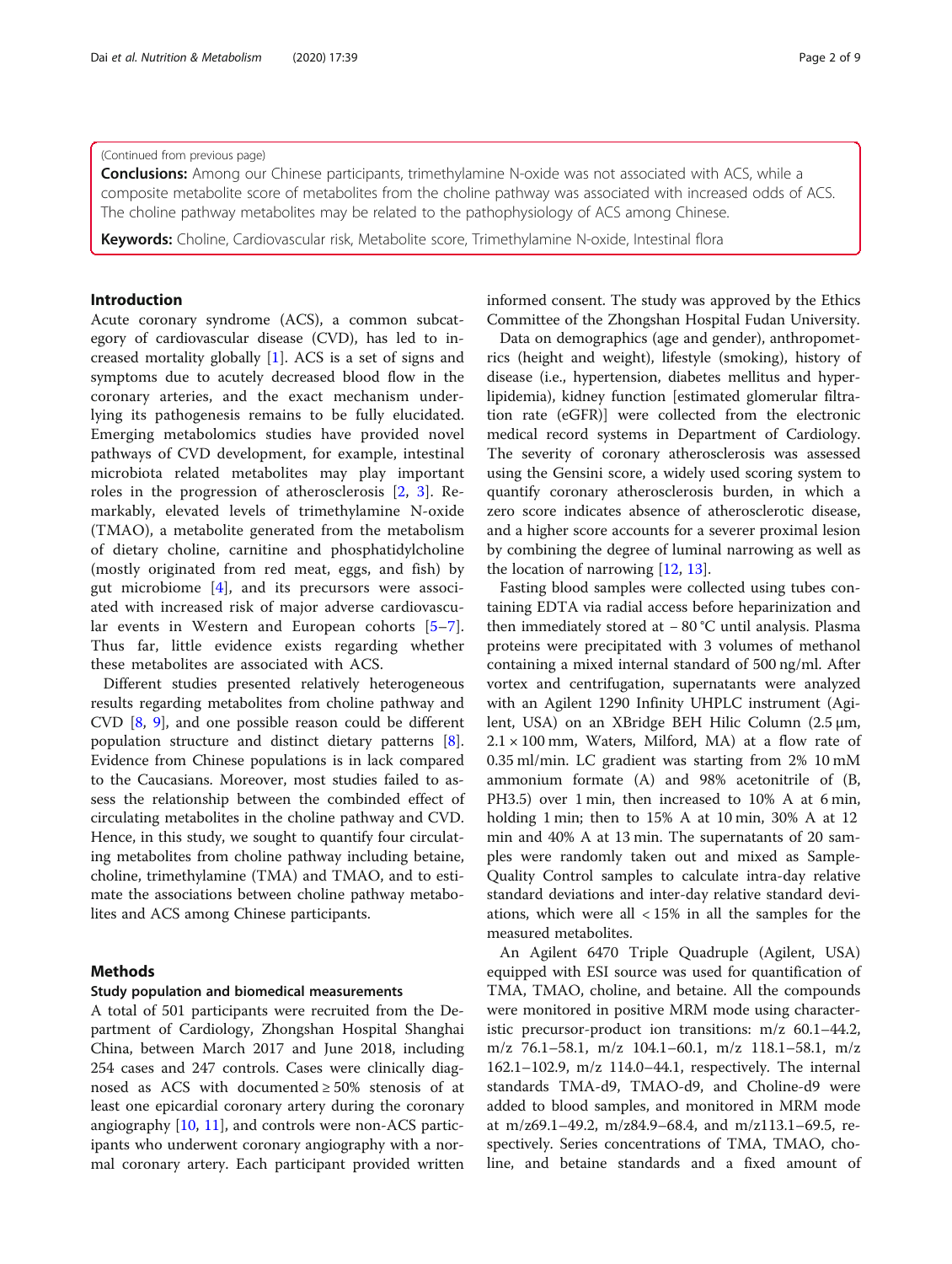(Continued from previous page)

**Conclusions:** Among our Chinese participants, trimethylamine N-oxide was not associated with ACS, while a composite metabolite score of metabolites from the choline pathway was associated with increased odds of ACS. The choline pathway metabolites may be related to the pathophysiology of ACS among Chinese.

**Keywords:** Choline, Cardiovascular risk, Metabolite score, Trimethylamine N-oxide, Intestinal flora

## Introduction

Acute coronary syndrome (ACS), a common subcategory of cardiovascular disease (CVD), has led to increased mortality globally [1]. ACS is a set of signs and symptoms due to acutely decreased blood flow in the coronary arteries, and the exact mechanism underlying its pathogenesis remains to be fully elucidated. Emerging metabolomics studies have provided novel pathways of CVD development, for example, intestinal microbiota related metabolites may play important roles in the progression of atherosclerosis [2, 3]. Remarkably, elevated levels of trimethylamine N-oxide (TMAO), a metabolite generated from the metabolism of dietary choline, carnitine and phosphatidylcholine (mostly originated from red meat, eggs, and fish) by gut microbiome [4], and its precursors were associated with increased risk of major adverse cardiovascular events in Western and European cohorts [5–7]. Thus far, little evidence exists regarding whether these metabolites are associated with ACS.

Different studies presented relatively heterogeneous results regarding metabolites from choline pathway and CVD [8, 9], and one possible reason could be different population structure and distinct dietary patterns [8]. Evidence from Chinese populations is in lack compared to the Caucasians. Moreover, most studies failed to assess the relationship between the combinded effect of circulating metabolites in the choline pathway and CVD. Hence, in this study, we sought to quantify four circulating metabolites from choline pathway including betaine, choline, trimethylamine (TMA) and TMAO, and to estimate the associations between choline pathway metabolites and ACS among Chinese participants.

## Methods

### Study population and biomedical measurements

A total of 501 participants were recruited from the Department of Cardiology, Zhongshan Hospital Shanghai China, between March 2017 and June 2018, including 254 cases and 247 controls. Cases were clinically diagnosed as ACS with documented ≥ 50% stenosis of at least one epicardial coronary artery during the coronary angiography [10, 11], and controls were non-ACS participants who underwent coronary angiography with a normal coronary artery. Each participant provided written informed consent. The study was approved by the Ethics Committee of the Zhongshan Hospital Fudan University.

Data on demographics (age and gender), anthropometrics (height and weight), lifestyle (smoking), history of disease (i.e., hypertension, diabetes mellitus and hyperlipidemia), kidney function [estimated glomerular filtration rate (eGFR)] were collected from the electronic medical record systems in Department of Cardiology. The severity of coronary atherosclerosis was assessed using the Gensini score, a widely used scoring system to quantify coronary atherosclerosis burden, in which a zero score indicates absence of atherosclerotic disease, and a higher score accounts for a severer proximal lesion by combining the degree of luminal narrowing as well as the location of narrowing [12, 13].

Fasting blood samples were collected using tubes containing EDTA via radial access before heparinization and then immediately stored at − 80 °C until analysis. Plasma proteins were precipitated with 3 volumes of methanol containing a mixed internal standard of 500 ng/ml. After vortex and centrifugation, supernatants were analyzed with an Agilent 1290 Infinity UHPLC instrument (Agilent, USA) on an XBridge BEH Hilic Column (2.5 μm, 2.1 × 100 mm, Waters, Milford, MA) at a flow rate of 0.35 ml/min. LC gradient was starting from 2% 10 mM ammonium formate (A) and 98% acetonitrile of (B, PH3.5) over 1 min, then increased to 10% A at 6 min, holding 1 min; then to 15% A at 10 min, 30% A at 12 min and 40% A at 13 min. The supernatants of 20 samples were randomly taken out and mixed as Sample-Quality Control samples to calculate intra-day relative standard deviations and inter-day relative standard deviations, which were all < 15% in all the samples for the measured metabolites.

An Agilent 6470 Triple Quadruple (Agilent, USA) equipped with ESI source was used for quantification of TMA, TMAO, choline, and betaine. All the compounds were monitored in positive MRM mode using characteristic precursor-product ion transitions: m/z 60.1–44.2, m/z 76.1–58.1, m/z 104.1–60.1, m/z 118.1–58.1, m/z 162.1–102.9, m/z 114.0–44.1, respectively. The internal standards TMA-d9, TMAO-d9, and Choline-d9 were added to blood samples, and monitored in MRM mode at m/z69.1–49.2, m/z84.9–68.4, and m/z113.1–69.5, respectively. Series concentrations of TMA, TMAO, choline, and betaine standards and a fixed amount of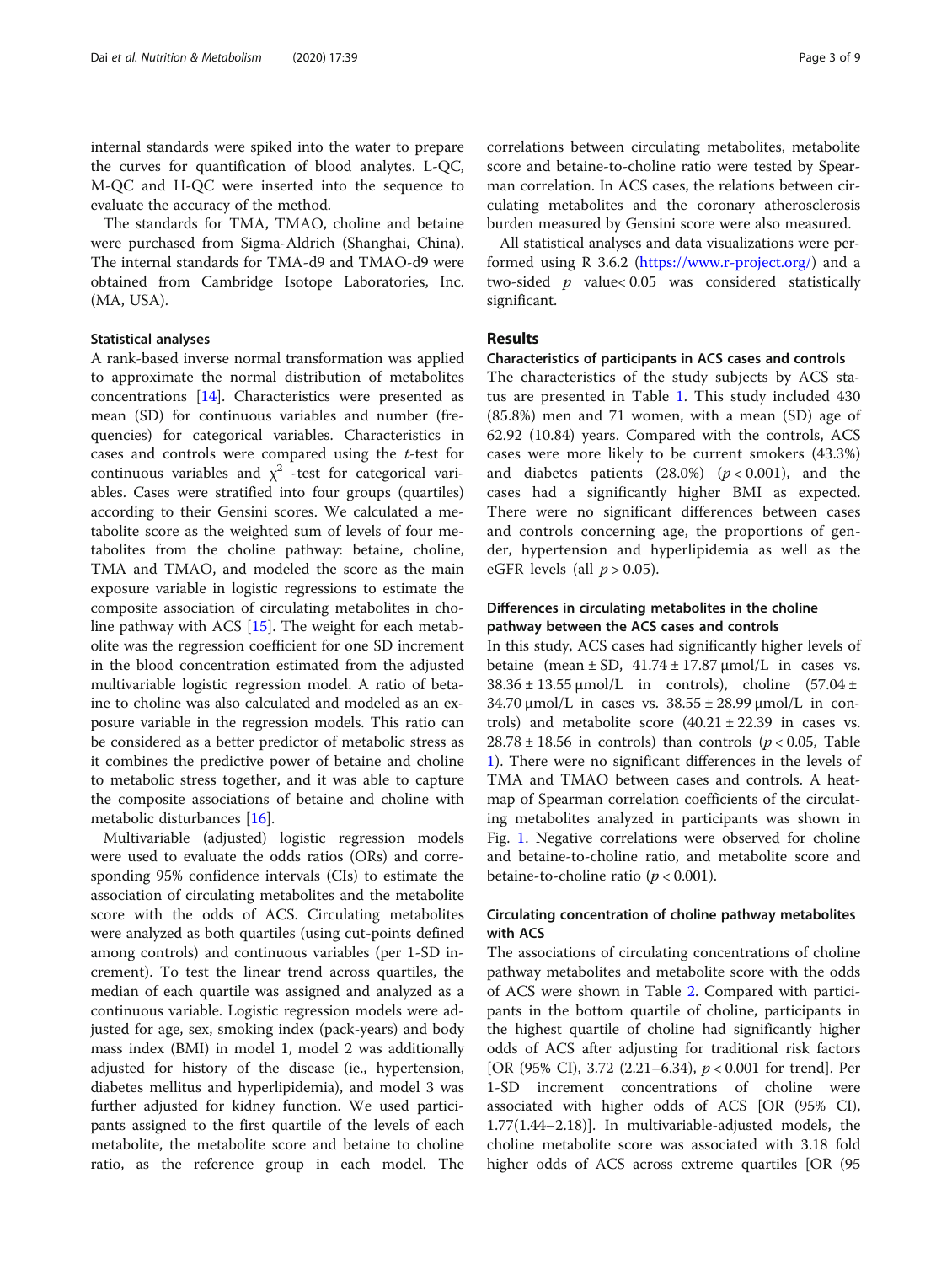internal standards were spiked into the water to prepare the curves for quantification of blood analytes. L-QC, M-QC and H-QC were inserted into the sequence to evaluate the accuracy of the method.

The standards for TMA, TMAO, choline and betaine were purchased from Sigma-Aldrich (Shanghai, China). The internal standards for TMA-d9 and TMAO-d9 were obtained from Cambridge Isotope Laboratories, Inc. (MA, USA).

### Statistical analyses

A rank-based inverse normal transformation was applied to approximate the normal distribution of metabolites concentrations [14]. Characteristics were presented as mean (SD) for continuous variables and number (frequencies) for categorical variables. Characteristics in cases and controls were compared using the *t*-test for continuous variables and $\chi^2$ -test for categorical variables. Cases were stratified into four groups (quartiles) according to their Gensini scores. We calculated a metabolite score as the weighted sum of levels of four metabolites from the choline pathway: betaine, choline, TMA and TMAO, and modeled the score as the main exposure variable in logistic regressions to estimate the composite association of circulating metabolites in choline pathway with ACS [15]. The weight for each metabolite was the regression coefficient for one SD increment in the blood concentration estimated from the adjusted multivariable logistic regression model. A ratio of betaine to choline was also calculated and modeled as an exposure variable in the regression models. This ratio can be considered as a better predictor of metabolic stress as it combines the predictive power of betaine and choline to metabolic stress together, and it was able to capture the composite associations of betaine and choline with metabolic disturbances [16].

Multivariable (adjusted) logistic regression models were used to evaluate the odds ratios (ORs) and corresponding 95% confidence intervals (CIs) to estimate the association of circulating metabolites and the metabolite score with the odds of ACS. Circulating metabolites were analyzed as both quartiles (using cut-points defined among controls) and continuous variables (per 1-SD increment). To test the linear trend across quartiles, the median of each quartile was assigned and analyzed as a continuous variable. Logistic regression models were adjusted for age, sex, smoking index (pack-years) and body mass index (BMI) in model 1, model 2 was additionally adjusted for history of the disease (i.e., hypertension, diabetes mellitus and hyperlipidemia), and model 3 was further adjusted for kidney function. We used participants assigned to the first quartile of the levels of each metabolite, the metabolite score and betaine to choline ratio, as the reference group in each model. The correlations between circulating metabolites, metabolite score and betaine-to-choline ratio were tested by Spearman correlation. In ACS cases, the relations between circulating metabolites and the coronary atherosclerosis burden measured by Gensini score were also measured.

All statistical analyses and data visualizations were performed using R 3.6.2 (https://www.r-project.org/) and a two-sided $p$ value< 0.05 was considered statistically significant.

## Results

### Characteristics of participants in ACS cases and controls

The characteristics of the study subjects by ACS status are presented in Table 1. This study included 430 (85.8%) men and 71 women, with a mean (SD) age of 62.92 (10.84) years. Compared with the controls, ACS cases were more likely to be current smokers (43.3%) and diabetes patients (28.0%) ($p < 0.001$), and the cases had a significantly higher BMI as expected. There were no significant differences between cases and controls concerning age, the proportions of gender, hypertension and hyperlipidemia as well as the eGFR levels (all $p > 0.05$).

### Differences in circulating metabolites in the choline pathway between the ACS cases and controls

In this study, ACS cases had significantly higher levels of betaine (mean ± SD, 41.74 ± 17.87 μmol/L in cases vs. 38.36 ± 13.55 μmol/L in controls), choline (57.04 ± 34.70 μmol/L in cases vs. 38.55 ± 28.99 μmol/L in controls) and metabolite score (40.21 ± 22.39 in cases vs. 28.78 ± 18.56 in controls) than controls ($p < 0.05$, Table 1). There were no significant differences in the levels of TMA and TMAO between cases and controls. A heatmap of Spearman correlation coefficients of the circulating metabolites analyzed in participants was shown in Fig. 1. Negative correlations were observed for choline and betaine-to-choline ratio, and metabolite score and betaine-to-choline ratio ($p < 0.001$).

### Circulating concentration of choline pathway metabolites with ACS

The associations of circulating concentrations of choline pathway metabolites and metabolite score with the odds of ACS were shown in Table 2. Compared with participants in the bottom quartile of choline, participants in the highest quartile of choline had significantly higher odds of ACS after adjusting for traditional risk factors [OR (95% CI), 3.72 (2.21–6.34), $p < 0.001$ for trend]. Per 1-SD increment concentrations of choline were associated with higher odds of ACS [OR (95% CI), 1.77(1.44–2.18)]. In multivariable-adjusted models, the choline metabolite score was associated with 3.18 fold higher odds of ACS across extreme quartiles [OR (95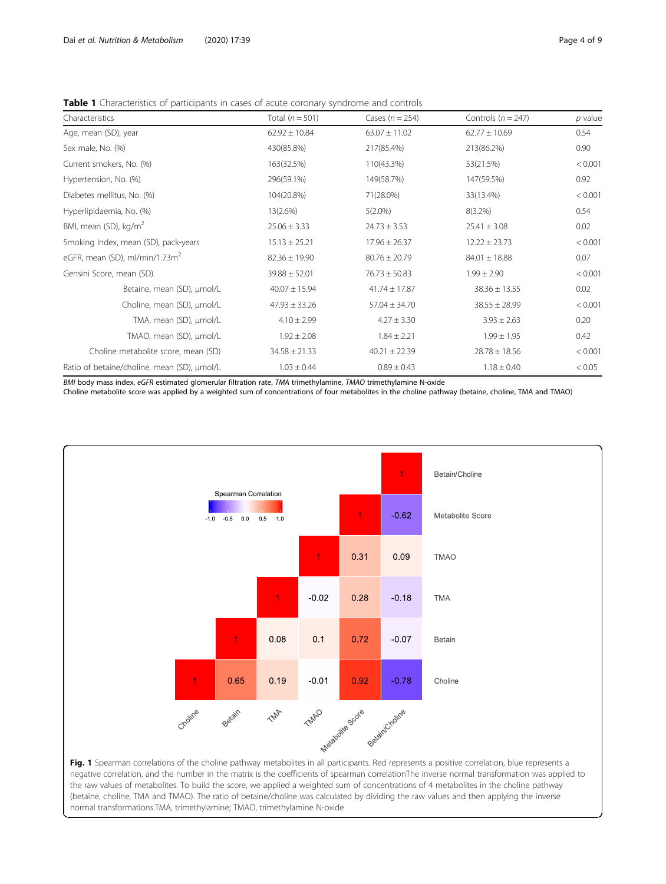**Table 1** Characteristics of participants in cases of acute coronary syndrome and controls

| Characteristics | Total ($n = 501$) | Cases ($n = 254$) | Controls ($n = 247$) | *p* value |
|---|---|---|---|---|
| Age, mean (SD), year | 62.92 ± 10.84 | 63.07 ± 11.02 | 62.77 ± 10.69 | 0.54 |
| Sex male, No. (%) | 430(85.8%) | 217(85.4%) | 213(86.2%) | 0.90 |
| Current smokers, No. (%) | 163(32.5%) | 110(43.3%) | 53(21.5%) | < 0.001 |
| Hypertension, No. (%) | 296(59.1%) | 149(58.7%) | 147(59.5%) | 0.92 |
| Diabetes mellitus, No. (%) | 104(20.8%) | 71(28.0%) | 33(13.4%) | < 0.001 |
| Hyperlipidaemia, No. (%) | 13(2.6%) | 5(2.0%) | 8(3.2%) | 0.54 |
| BMI, mean (SD), kg/m$^2$ | 25.06 ± 3.33 | 24.73 ± 3.53 | 25.41 ± 3.08 | 0.02 |
| Smoking Index, mean (SD), pack-years | 15.13 ± 25.21 | 17.96 ± 26.37 | 12.22 ± 23.73 | < 0.001 |
| eGFR, mean (SD), ml/min/1.73m$^2$ | 82.36 ± 19.90 | 80.76 ± 20.79 | 84.01 ± 18.88 | 0.07 |
| Gensini Score, mean (SD) | 39.88 ± 52.01 | 76.73 ± 50.83 | 1.99 ± 2.90 | < 0.001 |
| Betaine, mean (SD), μmol/L | 40.07 ± 15.94 | 41.74 ± 17.87 | 38.36 ± 13.55 | 0.02 |
| Choline, mean (SD), μmol/L | 47.93 ± 33.26 | 57.04 ± 34.70 | 38.55 ± 28.99 | < 0.001 |
| TMA, mean (SD), μmol/L | 4.10 ± 2.99 | 4.27 ± 3.30 | 3.93 ± 2.63 | 0.20 |
| TMAO, mean (SD), μmol/L | 1.92 ± 2.08 | 1.84 ± 2.21 | 1.99 ± 1.95 | 0.42 |
| Choline metabolite score, mean (SD) | 34.58 ± 21.33 | 40.21 ± 22.39 | 28.78 ± 18.56 | < 0.001 |
| Ratio of betaine/choline, mean (SD), μmol/L | 1.03 ± 0.44 | 0.89 ± 0.43 | 1.18 ± 0.40 | < 0.05 |

*BMI* body mass index, *eGFR* estimated glomerular filtration rate, *TMA* trimethylamine, *TMAO* trimethylamine N-oxide
Choline metabolite score was applied by a weighted sum of concentrations of four metabolites in the choline pathway (betaine, choline, TMA and TMAO)

| | Choline | Betain | TMA | TMAO | Metabolite Score | Betain/Choline |
|---|---|---|---|---|---|---|
| Betain/Choline | | | | | | 1 |
| Metabolite Score | | | | | 1 | -0.62 |
| TMAO | | | | 1 | 0.31 | 0.09 |
| TMA | | | 1 | -0.02 | 0.28 | -0.18 |
| Betain | | 1 | 0.08 | 0.1 | 0.72 | -0.07 |
| Choline | 1 | 0.65 | 0.19 | -0.01 | 0.92 | -0.78 |

**Fig. 1** Spearman correlations of the choline pathway metabolites in all participants. Red represents a positive correlation, blue represents a negative correlation, and the number in the matrix is the coefficients of spearman correlationThe inverse normal transformation was applied to the raw values of metabolites. To build the score, we applied a weighted sum of concentrations of 4 metabolites in the choline pathway (betaine, choline, TMA and TMAO). The ratio of betaine/choline was calculated by dividing the raw values and then applying the inverse normal transformations.TMA, trimethylamine; TMAO, trimethylamine N-oxide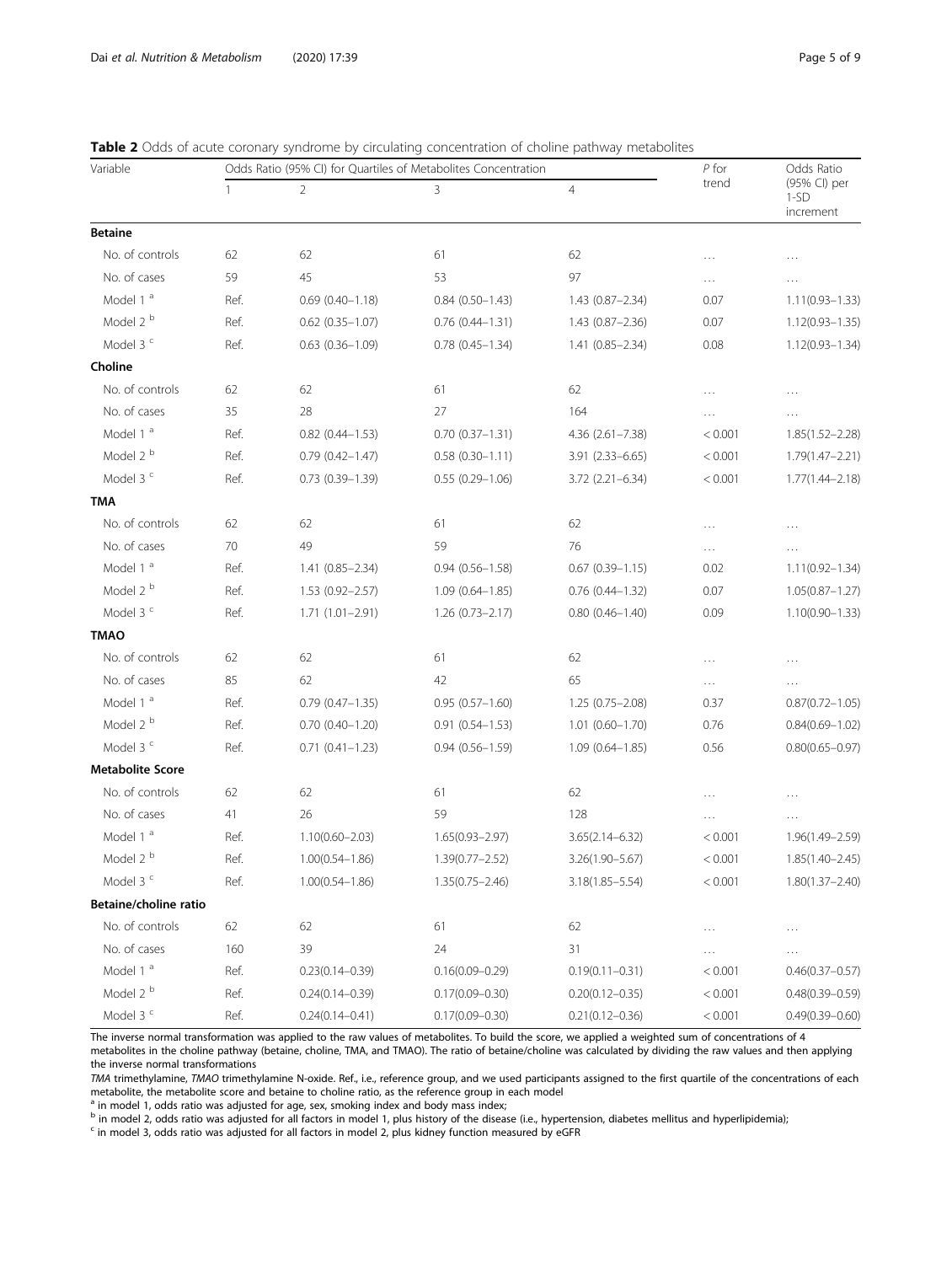**Table 2** Odds of acute coronary syndrome by circulating concentration of choline pathway metabolites

| Variable | Odds Ratio (95% CI) for Quartiles of Metabolites Concentration | | | | *P* for trend | Odds Ratio (95% CI) per 1-SD increment |
|---|---|---|---|---|---|---|
| | 1 | 2 | 3 | 4 | | |
| **Betaine** | | | | | | |
| No. of controls | 62 | 62 | 61 | 62 | … | … |
| No. of cases | 59 | 45 | 53 | 97 | … | … |
| Model 1 [a] | Ref. | 0.69 (0.40–1.18) | 0.84 (0.50–1.43) | 1.43 (0.87–2.34) | 0.07 | 1.11(0.93–1.33) |
| Model 2 [b] | Ref. | 0.62 (0.35–1.07) | 0.76 (0.44–1.31) | 1.43 (0.87–2.36) | 0.07 | 1.12(0.93–1.35) |
| Model 3 [c] | Ref. | 0.63 (0.36–1.09) | 0.78 (0.45–1.34) | 1.41 (0.85–2.34) | 0.08 | 1.12(0.93–1.34) |
| **Choline** | | | | | | |
| No. of controls | 62 | 62 | 61 | 62 | … | … |
| No. of cases | 35 | 28 | 27 | 164 | … | … |
| Model 1 [a] | Ref. | 0.82 (0.44–1.53) | 0.70 (0.37–1.31) | 4.36 (2.61–7.38) | < 0.001 | 1.85(1.52–2.28) |
| Model 2 [b] | Ref. | 0.79 (0.42–1.47) | 0.58 (0.30–1.11) | 3.91 (2.33–6.65) | < 0.001 | 1.79(1.47–2.21) |
| Model 3 [c] | Ref. | 0.73 (0.39–1.39) | 0.55 (0.29–1.06) | 3.72 (2.21–6.34) | < 0.001 | 1.77(1.44–2.18) |
| **TMA** | | | | | | |
| No. of controls | 62 | 62 | 61 | 62 | … | … |
| No. of cases | 70 | 49 | 59 | 76 | … | … |
| Model 1 [a] | Ref. | 1.41 (0.85–2.34) | 0.94 (0.56–1.58) | 0.67 (0.39–1.15) | 0.02 | 1.11(0.92–1.34) |
| Model 2 [b] | Ref. | 1.53 (0.92–2.57) | 1.09 (0.64–1.85) | 0.76 (0.44–1.32) | 0.07 | 1.05(0.87–1.27) |
| Model 3 [c] | Ref. | 1.71 (1.01–2.91) | 1.26 (0.73–2.17) | 0.80 (0.46–1.40) | 0.09 | 1.10(0.90–1.33) |
| **TMAO** | | | | | | |
| No. of controls | 62 | 62 | 61 | 62 | … | … |
| No. of cases | 85 | 62 | 42 | 65 | … | … |
| Model 1 [a] | Ref. | 0.79 (0.47–1.35) | 0.95 (0.57–1.60) | 1.25 (0.75–2.08) | 0.37 | 0.87(0.72–1.05) |
| Model 2 [b] | Ref. | 0.70 (0.40–1.20) | 0.91 (0.54–1.53) | 1.01 (0.60–1.70) | 0.76 | 0.84(0.69–1.02) |
| Model 3 [c] | Ref. | 0.71 (0.41–1.23) | 0.94 (0.56–1.59) | 1.09 (0.64–1.85) | 0.56 | 0.80(0.65–0.97) |
| **Metabolite Score** | | | | | | |
| No. of controls | 62 | 62 | 61 | 62 | … | … |
| No. of cases | 41 | 26 | 59 | 128 | … | … |
| Model 1 [a] | Ref. | 1.10(0.60–2.03) | 1.65(0.93–2.97) | 3.65(2.14–6.32) | < 0.001 | 1.96(1.49–2.59) |
| Model 2 [b] | Ref. | 1.00(0.54–1.86) | 1.39(0.77–2.52) | 3.26(1.90–5.67) | < 0.001 | 1.85(1.40–2.45) |
| Model 3 [c] | Ref. | 1.00(0.54–1.86) | 1.35(0.75–2.46) | 3.18(1.85–5.54) | < 0.001 | 1.80(1.37–2.40) |
| **Betaine/choline ratio** | | | | | | |
| No. of controls | 62 | 62 | 61 | 62 | … | … |
| No. of cases | 160 | 39 | 24 | 31 | … | … |
| Model 1 [a] | Ref. | 0.23(0.14–0.39) | 0.16(0.09–0.29) | 0.19(0.11–0.31) | < 0.001 | 0.46(0.37–0.57) |
| Model 2 [b] | Ref. | 0.24(0.14–0.39) | 0.17(0.09–0.30) | 0.20(0.12–0.35) | < 0.001 | 0.48(0.39–0.59) |
| Model 3 [c] | Ref. | 0.24(0.14–0.41) | 0.17(0.09–0.30) | 0.21(0.12–0.36) | < 0.001 | 0.49(0.39–0.60) |

The inverse normal transformation was applied to the raw values of metabolites. To build the score, we applied a weighted sum of concentrations of 4 metabolites in the choline pathway (betaine, choline, TMA, and TMAO). The ratio of betaine/choline was calculated by dividing the raw values and then applying the inverse normal transformations

*TMA* trimethylamine, *TMAO* trimethylamine N-oxide. Ref., i.e., reference group, and we used participants assigned to the first quartile of the concentrations of each metabolite, the metabolite score and betaine to choline ratio, as the reference group in each model

[a] in model 1, odds ratio was adjusted for age, sex, smoking index and body mass index;

[b] in model 2, odds ratio was adjusted for all factors in model 1, plus history of the disease (i.e., hypertension, diabetes mellitus and hyperlipidemia);

[c] in model 3, odds ratio was adjusted for all factors in model 2, plus kidney function measured by eGFR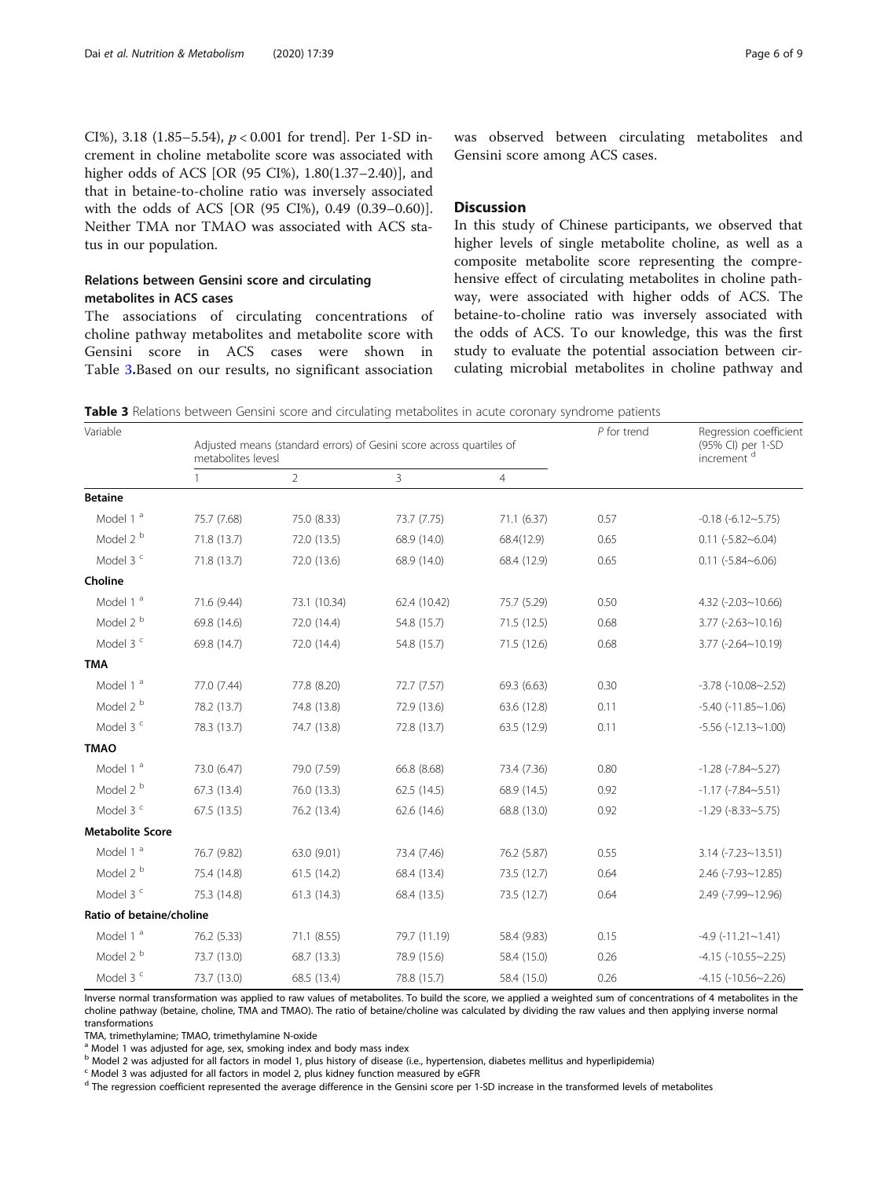CI%), 3.18 (1.85–5.54), $p < 0.001$ for trend]. Per 1-SD increment in choline metabolite score was associated with higher odds of ACS [OR (95 CI%), 1.80(1.37–2.40)], and that in betaine-to-choline ratio was inversely associated with the odds of ACS [OR (95 CI%), 0.49 (0.39–0.60)]. Neither TMA nor TMAO was associated with ACS status in our population.

### Relations between Gensini score and circulating metabolites in ACS cases

The associations of circulating concentrations of choline pathway metabolites and metabolite score with Gensini score in ACS cases were shown in Table 3.Based on our results, no significant association was observed between circulating metabolites and Gensini score among ACS cases.

## Discussion

In this study of Chinese participants, we observed that higher levels of single metabolite choline, as well as a composite metabolite score representing the comprehensive effect of circulating metabolites in choline pathway, were associated with higher odds of ACS. The betaine-to-choline ratio was inversely associated with the odds of ACS. To our knowledge, this was the first study to evaluate the potential association between circulating microbial metabolites in choline pathway and

**Table 3** Relations between Gensini score and circulating metabolites in acute coronary syndrome patients

| Variable | Adjusted means (standard errors) of Gesini score across quartiles of metabolites levesl | | | | P for trend | Regression coefficient (95% CI) per 1-SD increment [d] |
|---|---|---|---|---|---|---|
| | 1 | 2 | 3 | 4 | | |
| **Betaine** | | | | | | |
| Model 1 [a] | 75.7 (7.68) | 75.0 (8.33) | 73.7 (7.75) | 71.1 (6.37) | 0.57 | -0.18 (-6.12~5.75) |
| Model 2 [b] | 71.8 (13.7) | 72.0 (13.5) | 68.9 (14.0) | 68.4(12.9) | 0.65 | 0.11 (-5.82~6.04) |
| Model 3 [c] | 71.8 (13.7) | 72.0 (13.6) | 68.9 (14.0) | 68.4 (12.9) | 0.65 | 0.11 (-5.84~6.06) |
| **Choline** | | | | | | |
| Model 1 [a] | 71.6 (9.44) | 73.1 (10.34) | 62.4 (10.42) | 75.7 (5.29) | 0.50 | 4.32 (-2.03~10.66) |
| Model 2 [b] | 69.8 (14.6) | 72.0 (14.4) | 54.8 (15.7) | 71.5 (12.5) | 0.68 | 3.77 (-2.63~10.16) |
| Model 3 [c] | 69.8 (14.7) | 72.0 (14.4) | 54.8 (15.7) | 71.5 (12.6) | 0.68 | 3.77 (-2.64~10.19) |
| **TMA** | | | | | | |
| Model 1 [a] | 77.0 (7.44) | 77.8 (8.20) | 72.7 (7.57) | 69.3 (6.63) | 0.30 | -3.78 (-10.08~2.52) |
| Model 2 [b] | 78.2 (13.7) | 74.8 (13.8) | 72.9 (13.6) | 63.6 (12.8) | 0.11 | -5.40 (-11.85~1.06) |
| Model 3 [c] | 78.3 (13.7) | 74.7 (13.8) | 72.8 (13.7) | 63.5 (12.9) | 0.11 | -5.56 (-12.13~1.00) |
| **TMAO** | | | | | | |
| Model 1 [a] | 73.0 (6.47) | 79.0 (7.59) | 66.8 (8.68) | 73.4 (7.36) | 0.80 | -1.28 (-7.84~5.27) |
| Model 2 [b] | 67.3 (13.4) | 76.0 (13.3) | 62.5 (14.5) | 68.9 (14.5) | 0.92 | -1.17 (-7.84~5.51) |
| Model 3 [c] | 67.5 (13.5) | 76.2 (13.4) | 62.6 (14.6) | 68.8 (13.0) | 0.92 | -1.29 (-8.33~5.75) |
| **Metabolite Score** | | | | | | |
| Model 1 [a] | 76.7 (9.82) | 63.0 (9.01) | 73.4 (7.46) | 76.2 (5.87) | 0.55 | 3.14 (-7.23~13.51) |
| Model 2 [b] | 75.4 (14.8) | 61.5 (14.2) | 68.4 (13.4) | 73.5 (12.7) | 0.64 | 2.46 (-7.93~12.85) |
| Model 3 [c] | 75.3 (14.8) | 61.3 (14.3) | 68.4 (13.5) | 73.5 (12.7) | 0.64 | 2.49 (-7.99~12.96) |
| **Ratio of betaine/choline** | | | | | | |
| Model 1 [a] | 76.2 (5.33) | 71.1 (8.55) | 79.7 (11.19) | 58.4 (9.83) | 0.15 | -4.9 (-11.21~1.41) |
| Model 2 [b] | 73.7 (13.0) | 68.7 (13.3) | 78.9 (15.6) | 58.4 (15.0) | 0.26 | -4.15 (-10.55~2.25) |
| Model 3 [c] | 73.7 (13.0) | 68.5 (13.4) | 78.8 (15.7) | 58.4 (15.0) | 0.26 | -4.15 (-10.56~2.26) |

Inverse normal transformation was applied to raw values of metabolites. To build the score, we applied a weighted sum of concentrations of 4 metabolites in the choline pathway (betaine, choline, TMA and TMAO). The ratio of betaine/choline was calculated by dividing the raw values and then applying inverse normal transformations

TMA, trimethylamine; TMAO, trimethylamine N-oxide

[a] Model 1 was adjusted for age, sex, smoking index and body mass index

[b] Model 2 was adjusted for all factors in model 1, plus history of disease (i.e., hypertension, diabetes mellitus and hyperlipidemia)

[c] Model 3 was adjusted for all factors in model 2, plus kidney function measured by eGFR

[d] The regression coefficient represented the average difference in the Gensini score per 1-SD increase in the transformed levels of metabolites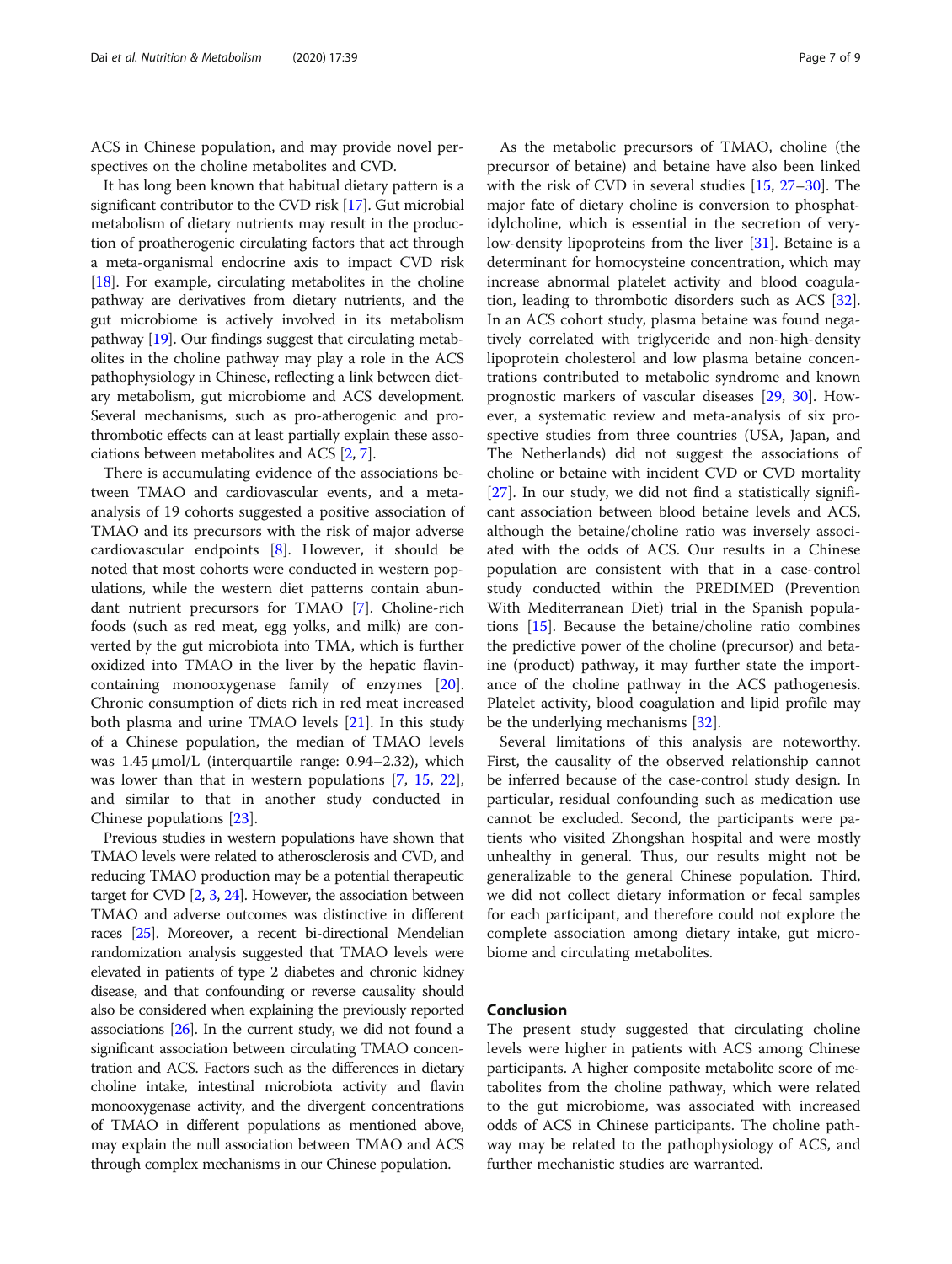ACS in Chinese population, and may provide novel perspectives on the choline metabolites and CVD.

It has long been known that habitual dietary pattern is a significant contributor to the CVD risk [17]. Gut microbial metabolism of dietary nutrients may result in the production of proatherogenic circulating factors that act through a meta-organismal endocrine axis to impact CVD risk [18]. For example, circulating metabolites in the choline pathway are derivatives from dietary nutrients, and the gut microbiome is actively involved in its metabolism pathway [19]. Our findings suggest that circulating metabolites in the choline pathway may play a role in the ACS pathophysiology in Chinese, reflecting a link between dietary metabolism, gut microbiome and ACS development. Several mechanisms, such as pro-atherogenic and prothrombotic effects can at least partially explain these associations between metabolites and ACS [2, 7].

There is accumulating evidence of the associations between TMAO and cardiovascular events, and a meta-analysis of 19 cohorts suggested a positive association of TMAO and its precursors with the risk of major adverse cardiovascular endpoints [8]. However, it should be noted that most cohorts were conducted in western populations, while the western diet patterns contain abundant nutrient precursors for TMAO [7]. Choline-rich foods (such as red meat, egg yolks, and milk) are converted by the gut microbiota into TMA, which is further oxidized into TMAO in the liver by the hepatic flavin-containing monooxygenase family of enzymes [20]. Chronic consumption of diets rich in red meat increased both plasma and urine TMAO levels [21]. In this study of a Chinese population, the median of TMAO levels was 1.45 μmol/L (interquartile range: 0.94–2.32), which was lower than that in western populations [7, 15, 22], and similar to that in another study conducted in Chinese populations [23].

Previous studies in western populations have shown that TMAO levels were related to atherosclerosis and CVD, and reducing TMAO production may be a potential therapeutic target for CVD [2, 3, 24]. However, the association between TMAO and adverse outcomes was distinctive in different races [25]. Moreover, a recent bi-directional Mendelian randomization analysis suggested that TMAO levels were elevated in patients of type 2 diabetes and chronic kidney disease, and that confounding or reverse causality should also be considered when explaining the previously reported associations [26]. In the current study, we did not found a significant association between circulating TMAO concentration and ACS. Factors such as the differences in dietary choline intake, intestinal microbiota activity and flavin monooxygenase activity, and the divergent concentrations of TMAO in different populations as mentioned above, may explain the null association between TMAO and ACS through complex mechanisms in our Chinese population.

As the metabolic precursors of TMAO, choline (the precursor of betaine) and betaine have also been linked with the risk of CVD in several studies [15, 27–30]. The major fate of dietary choline is conversion to phosphatidylcholine, which is essential in the secretion of very-low-density lipoproteins from the liver [31]. Betaine is a determinant for homocysteine concentration, which may increase abnormal platelet activity and blood coagulation, leading to thrombotic disorders such as ACS [32]. In an ACS cohort study, plasma betaine was found negatively correlated with triglyceride and non-high-density lipoprotein cholesterol and low plasma betaine concentrations contributed to metabolic syndrome and known prognostic markers of vascular diseases [29, 30]. However, a systematic review and meta-analysis of six prospective studies from three countries (USA, Japan, and The Netherlands) did not suggest the associations of choline or betaine with incident CVD or CVD mortality [27]. In our study, we did not find a statistically significant association between blood betaine levels and ACS, although the betaine/choline ratio was inversely associated with the odds of ACS. Our results in a Chinese population are consistent with that in a case-control study conducted within the PREDIMED (Prevention With Mediterranean Diet) trial in the Spanish populations [15]. Because the betaine/choline ratio combines the predictive power of the choline (precursor) and betaine (product) pathway, it may further state the importance of the choline pathway in the ACS pathogenesis. Platelet activity, blood coagulation and lipid profile may be the underlying mechanisms [32].

Several limitations of this analysis are noteworthy. First, the causality of the observed relationship cannot be inferred because of the case-control study design. In particular, residual confounding such as medication use cannot be excluded. Second, the participants were patients who visited Zhongshan hospital and were mostly unhealthy in general. Thus, our results might not be generalizable to the general Chinese population. Third, we did not collect dietary information or fecal samples for each participant, and therefore could not explore the complete association among dietary intake, gut microbiome and circulating metabolites.

## Conclusion

The present study suggested that circulating choline levels were higher in patients with ACS among Chinese participants. A higher composite metabolite score of metabolites from the choline pathway, which were related to the gut microbiome, was associated with increased odds of ACS in Chinese participants. The choline pathway may be related to the pathophysiology of ACS, and further mechanistic studies are warranted.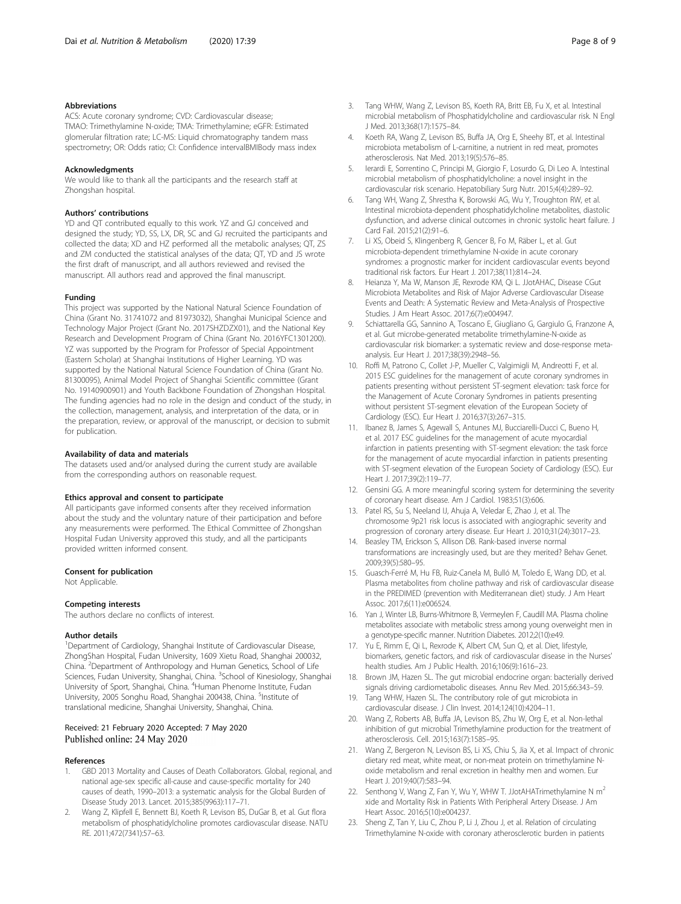## Abbreviations

ACS: Acute coronary syndrome; CVD: Cardiovascular disease; TMAO: Trimethylamine N-oxide; TMA: Trimethylamine; eGFR: Estimated glomerular filtration rate; LC-MS: Liquid chromatography tandem mass spectrometry; OR: Odds ratio; CI: Confidence intervalBMIBody mass index

## Acknowledgments

We would like to thank all the participants and the research staff at Zhongshan hospital.

## Authors' contributions

YD and QT contributed equally to this work. YZ and GJ conceived and designed the study; YD, SS, LX, DR, SC and GJ recruited the participants and collected the data; XD and HZ performed all the metabolic analyses; QT, ZS and ZM conducted the statistical analyses of the data; QT, YD and JS wrote the first draft of manuscript, and all authors reviewed and revised the manuscript. All authors read and approved the final manuscript.

## Funding

This project was supported by the National Natural Science Foundation of China (Grant No. 31741072 and 81973032), Shanghai Municipal Science and Technology Major Project (Grant No. 2017SHZDZX01), and the National Key Research and Development Program of China (Grant No. 2016YFC1301200). YZ was supported by the Program for Professor of Special Appointment (Eastern Scholar) at Shanghai Institutions of Higher Learning. YD was supported by the National Natural Science Foundation of China (Grant No. 81300095), Animal Model Project of Shanghai Scientific committee (Grant No. 19140900901) and Youth Backbone Foundation of Zhongshan Hospital. The funding agencies had no role in the design and conduct of the study, in the collection, management, analysis, and interpretation of the data, or in the preparation, review, or approval of the manuscript, or decision to submit for publication.

## Availability of data and materials

The datasets used and/or analysed during the current study are available from the corresponding authors on reasonable request.

## Ethics approval and consent to participate

All participants gave informed consents after they received information about the study and the voluntary nature of their participation and before any measurements were performed. The Ethical Committee of Zhongshan Hospital Fudan University approved this study, and all the participants provided written informed consent.

## Consent for publication

Not Applicable.

## Competing interests

The authors declare no conflicts of interest.

## Author details

[1]Department of Cardiology, Shanghai Institute of Cardiovascular Disease, ZhongShan Hospital, Fudan University, 1609 Xietu Road, Shanghai 200032, China. [2]Department of Anthropology and Human Genetics, School of Life Sciences, Fudan University, Shanghai, China. [3]School of Kinesiology, Shanghai University of Sport, Shanghai, China. [4]Human Phenome Institute, Fudan University, 2005 Songhu Road, Shanghai 200438, China. [5]Institute of translational medicine, Shanghai University, Shanghai, China.

Received: 21 February 2020 Accepted: 7 May 2020
Published online: 24 May 2020

## References

1. GBD 2013 Mortality and Causes of Death Collaborators. Global, regional, and national age-sex specific all-cause and cause-specific mortality for 240 causes of death, 1990–2013: a systematic analysis for the Global Burden of Disease Study 2013. Lancet. 2015;385(9963):117–71.
2. Wang Z, Klipfell E, Bennett BJ, Koeth R, Levison BS, DuGar B, et al. Gut flora metabolism of phosphatidylcholine promotes cardiovascular disease. NATURE. 2011;472(7341):57–63.
3. Tang WHW, Wang Z, Levison BS, Koeth RA, Britt EB, Fu X, et al. Intestinal microbial metabolism of Phosphatidylcholine and cardiovascular risk. N Engl J Med. 2013;368(17):1575–84.
4. Koeth RA, Wang Z, Levison BS, Buffa JA, Org E, Sheehy BT, et al. Intestinal microbiota metabolism of L-carnitine, a nutrient in red meat, promotes atherosclerosis. Nat Med. 2013;19(5):576–85.
5. Ierardi E, Sorrentino C, Principi M, Giorgio F, Losurdo G, Di Leo A. Intestinal microbial metabolism of phosphatidylcholine: a novel insight in the cardiovascular risk scenario. Hepatobiliary Surg Nutr. 2015;4(4):289–92.
6. Tang WH, Wang Z, Shrestha K, Borowski AG, Wu Y, Troughton RW, et al. Intestinal microbiota-dependent phosphatidylcholine metabolites, diastolic dysfunction, and adverse clinical outcomes in chronic systolic heart failure. J Card Fail. 2015;21(2):91–6.
7. Li XS, Obeid S, Klingenberg R, Gencer B, Fo M, Räber L, et al. Gut microbiota-dependent trimethylamine N-oxide in acute coronary syndromes: a prognostic marker for incident cardiovascular events beyond traditional risk factors. Eur Heart J. 2017;38(11):814–24.
8. Heianza Y, Ma W, Manson JE, Rexrode KM, Qi L. JJotAHAC, Disease CGut Microbiota Metabolites and Risk of Major Adverse Cardiovascular Disease Events and Death: A Systematic Review and Meta-Analysis of Prospective Studies. J Am Heart Assoc. 2017;6(7):e004947.
9. Schiattarella GG, Sannino A, Toscano E, Giugliano G, Gargiulo G, Franzone A, et al. Gut microbe-generated metabolite trimethylamine-N-oxide as cardiovascular risk biomarker: a systematic review and dose-response meta-analysis. Eur Heart J. 2017;38(39):2948–56.
10. Roffi M, Patrono C, Collet J-P, Mueller C, Valgimigli M, Andreotti F, et al. 2015 ESC guidelines for the management of acute coronary syndromes in patients presenting without persistent ST-segment elevation: task force for the Management of Acute Coronary Syndromes in patients presenting without persistent ST-segment elevation of the European Society of Cardiology (ESC). Eur Heart J. 2016;37(3):267–315.
11. Ibanez B, James S, Agewall S, Antunes MJ, Bucciarelli-Ducci C, Bueno H, et al. 2017 ESC guidelines for the management of acute myocardial infarction in patients presenting with ST-segment elevation: the task force for the management of acute myocardial infarction in patients presenting with ST-segment elevation of the European Society of Cardiology (ESC). Eur Heart J. 2017;39(2):119–77.
12. Gensini GG. A more meaningful scoring system for determining the severity of coronary heart disease. Am J Cardiol. 1983;51(3):606.
13. Patel RS, Su S, Neeland IJ, Ahuja A, Veledar E, Zhao J, et al. The chromosome 9p21 risk locus is associated with angiographic severity and progression of coronary artery disease. Eur Heart J. 2010;31(24):3017–23.
14. Beasley TM, Erickson S, Allison DB. Rank-based inverse normal transformations are increasingly used, but are they merited? Behav Genet. 2009;39(5):580–95.
15. Guasch-Ferré M, Hu FB, Ruiz-Canela M, Bulló M, Toledo E, Wang DD, et al. Plasma metabolites from choline pathway and risk of cardiovascular disease in the PREDIMED (prevention with Mediterranean diet) study. J Am Heart Assoc. 2017;6(11):e006524.
16. Yan J, Winter LB, Burns-Whitmore B, Vermeylen F, Caudill MA. Plasma choline metabolites associate with metabolic stress among young overweight men in a genotype-specific manner. Nutrition Diabetes. 2012;2(10):e49.
17. Yu E, Rimm E, Qi L, Rexrode K, Albert CM, Sun Q, et al. Diet, lifestyle, biomarkers, genetic factors, and risk of cardiovascular disease in the Nurses' health studies. Am J Public Health. 2016;106(9):1616–23.
18. Brown JM, Hazen SL. The gut microbial endocrine organ: bacterially derived signals driving cardiometabolic diseases. Annu Rev Med. 2015;66:343–59.
19. Tang WHW, Hazen SL. The contributory role of gut microbiota in cardiovascular disease. J Clin Invest. 2014;124(10):4204–11.
20. Wang Z, Roberts AB, Buffa JA, Levison BS, Zhu W, Org E, et al. Non-lethal inhibition of gut microbial Trimethylamine production for the treatment of atherosclerosis. Cell. 2015;163(7):1585–95.
21. Wang Z, Bergeron N, Levison BS, Li XS, Chiu S, Jia X, et al. Impact of chronic dietary red meat, white meat, or non-meat protein on trimethylamine N-oxide metabolism and renal excretion in healthy men and women. Eur Heart J. 2019;40(7):583–94.
22. Senthong V, Wang Z, Fan Y, Wu Y, WHW T. JJotAHATrimethylamine N m$^2$ xide and Mortality Risk in Patients With Peripheral Artery Disease. J Am Heart Assoc. 2016;5(10):e004237.
23. Sheng Z, Tan Y, Liu C, Zhou P, Li J, Zhou J, et al. Relation of circulating Trimethylamine N-oxide with coronary atherosclerotic burden in patients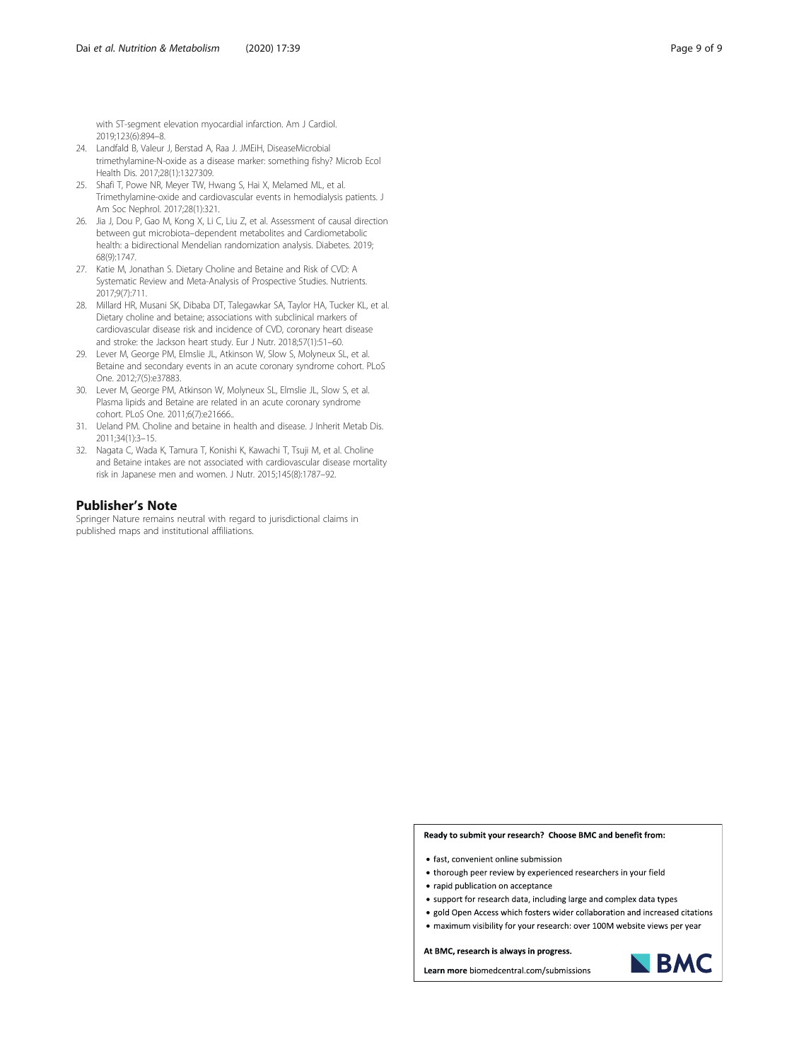with ST-segment elevation myocardial infarction. Am J Cardiol. 2019;123(6):894–8.

24. Landfald B, Valeur J, Berstad A, Raa J. JMEiH, DiseaseMicrobial trimethylamine-N-oxide as a disease marker: something fishy? Microb Ecol Health Dis. 2017;28(1):1327309.
25. Shafi T, Powe NR, Meyer TW, Hwang S, Hai X, Melamed ML, et al. Trimethylamine-oxide and cardiovascular events in hemodialysis patients. J Am Soc Nephrol. 2017;28(1):321.
26. Jia J, Dou P, Gao M, Kong X, Li C, Liu Z, et al. Assessment of causal direction between gut microbiota–dependent metabolites and Cardiometabolic health: a bidirectional Mendelian randomization analysis. Diabetes. 2019; 68(9):1747.
27. Katie M, Jonathan S. Dietary Choline and Betaine and Risk of CVD: A Systematic Review and Meta-Analysis of Prospective Studies. Nutrients. 2017;9(7):711.
28. Millard HR, Musani SK, Dibaba DT, Talegawkar SA, Taylor HA, Tucker KL, et al. Dietary choline and betaine; associations with subclinical markers of cardiovascular disease risk and incidence of CVD, coronary heart disease and stroke: the Jackson heart study. Eur J Nutr. 2018;57(1):51–60.
29. Lever M, George PM, Elmslie JL, Atkinson W, Slow S, Molyneux SL, et al. Betaine and secondary events in an acute coronary syndrome cohort. PLoS One. 2012;7(5):e37883.
30. Lever M, George PM, Atkinson W, Molyneux SL, Elmslie JL, Slow S, et al. Plasma lipids and Betaine are related in an acute coronary syndrome cohort. PLoS One. 2011;6(7):e21666..
31. Ueland PM. Choline and betaine in health and disease. J Inherit Metab Dis. 2011;34(1):3–15.
32. Nagata C, Wada K, Tamura T, Konishi K, Kawachi T, Tsuji M, et al. Choline and Betaine intakes are not associated with cardiovascular disease mortality risk in Japanese men and women. J Nutr. 2015;145(8):1787–92.

## Publisher's Note

Springer Nature remains neutral with regard to jurisdictional claims in published maps and institutional affiliations.

**Ready to submit your research? Choose BMC and benefit from:**

- fast, convenient online submission
- thorough peer review by experienced researchers in your field
- rapid publication on acceptance
- support for research data, including large and complex data types
- gold Open Access which fosters wider collaboration and increased citations
- maximum visibility for your research: over 100M website views per year

**At BMC, research is always in progress.**

**Learn more** biomedcentral.com/submissions